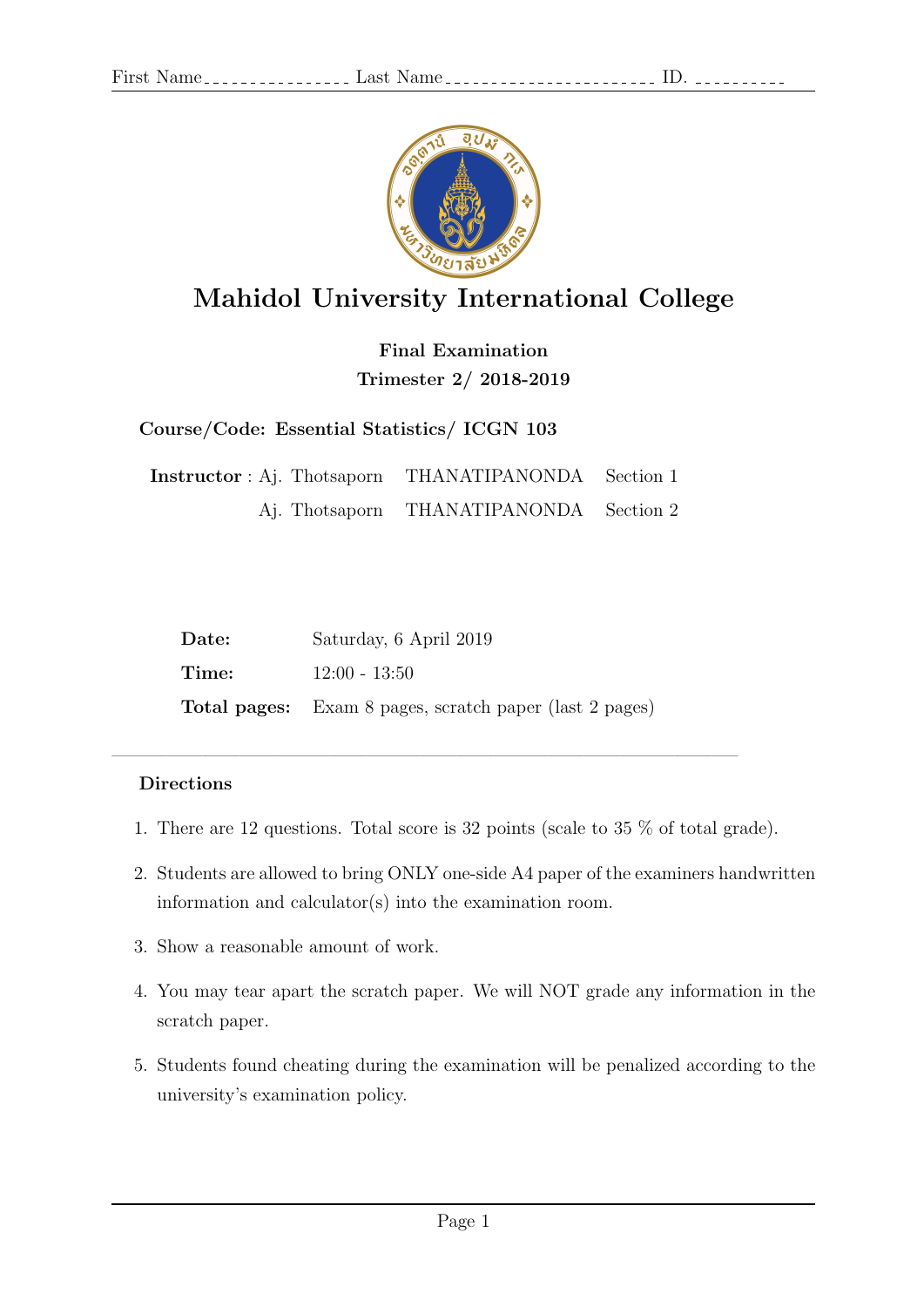First Name\_\_\_\_\_\_\_\_\_\_\_\_\_\_\_\_ Last Name\_\_\_\_\_\_\_\_\_\_\_\_\_\_\_\_\_\_\_\_\_\_\_ ID. \_\_\_\_\_\_\_\_\_\_

# Mahidol University International College

**Final Examination**

**Trimester 2/ 2018-2019**

**Course/Code: Essential Statistics/ ICGN 103**

| **Instructor** : | Aj. Thotsaporn | THANATIPANONDA | Section 1 |
|---|---|---|---|
| | Aj. Thotsaporn | THANATIPANONDA | Section 2 |

| | |
|---|---|
| **Date:** | Saturday, 6 April 2019 |
| **Time:** | 12:00 - 13:50 |
| **Total pages:** | Exam 8 pages, scratch paper (last 2 pages) |

---

### Directions

1. There are 12 questions. Total score is 32 points (scale to 35 % of total grade).
2. Students are allowed to bring ONLY one-side A4 paper of the examiners handwritten information and calculator(s) into the examination room.
3. Show a reasonable amount of work.
4. You may tear apart the scratch paper. We will NOT grade any information in the scratch paper.
5. Students found cheating during the examination will be penalized according to the university's examination policy.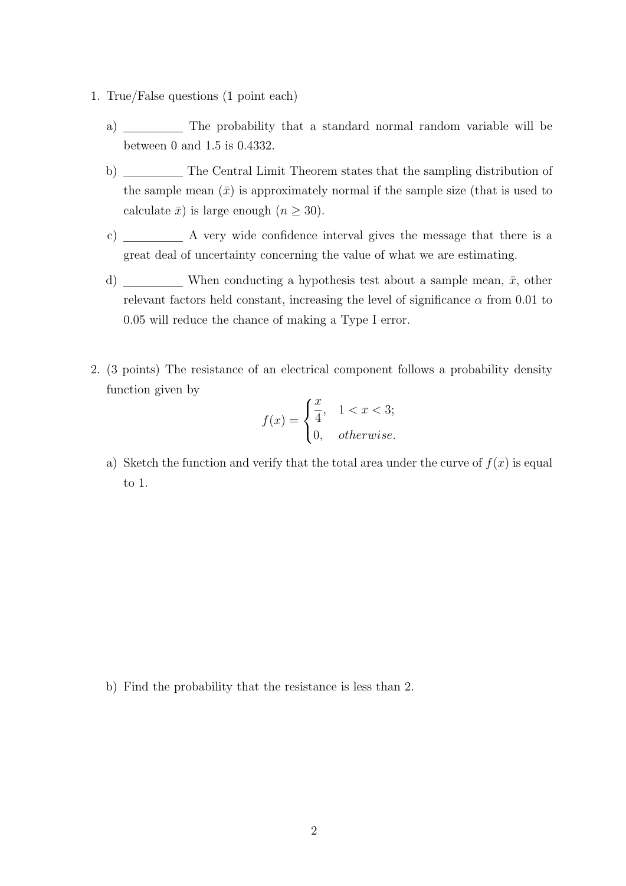1. True/False questions (1 point each)

   a) \_\_\_\_\_\_\_\_\_\_ The probability that a standard normal random variable will be between 0 and 1.5 is 0.4332.

   b) \_\_\_\_\_\_\_\_\_\_ The Central Limit Theorem states that the sampling distribution of the sample mean ($\bar{x}$) is approximately normal if the sample size (that is used to calculate $\bar{x}$) is large enough ($n \geq 30$).

   c) \_\_\_\_\_\_\_\_\_\_ A very wide confidence interval gives the message that there is a great deal of uncertainty concerning the value of what we are estimating.

   d) \_\_\_\_\_\_\_\_\_\_ When conducting a hypothesis test about a sample mean, $\bar{x}$, other relevant factors held constant, increasing the level of significance $\alpha$ from 0.01 to 0.05 will reduce the chance of making a Type I error.

2. (3 points) The resistance of an electrical component follows a probability density function given by

$$f(x) = \begin{cases} \dfrac{x}{4}, & 1 < x < 3; \\ 0, & \textit{otherwise}. \end{cases}$$

   a) Sketch the function and verify that the total area under the curve of $f(x)$ is equal to 1.

   b) Find the probability that the resistance is less than 2.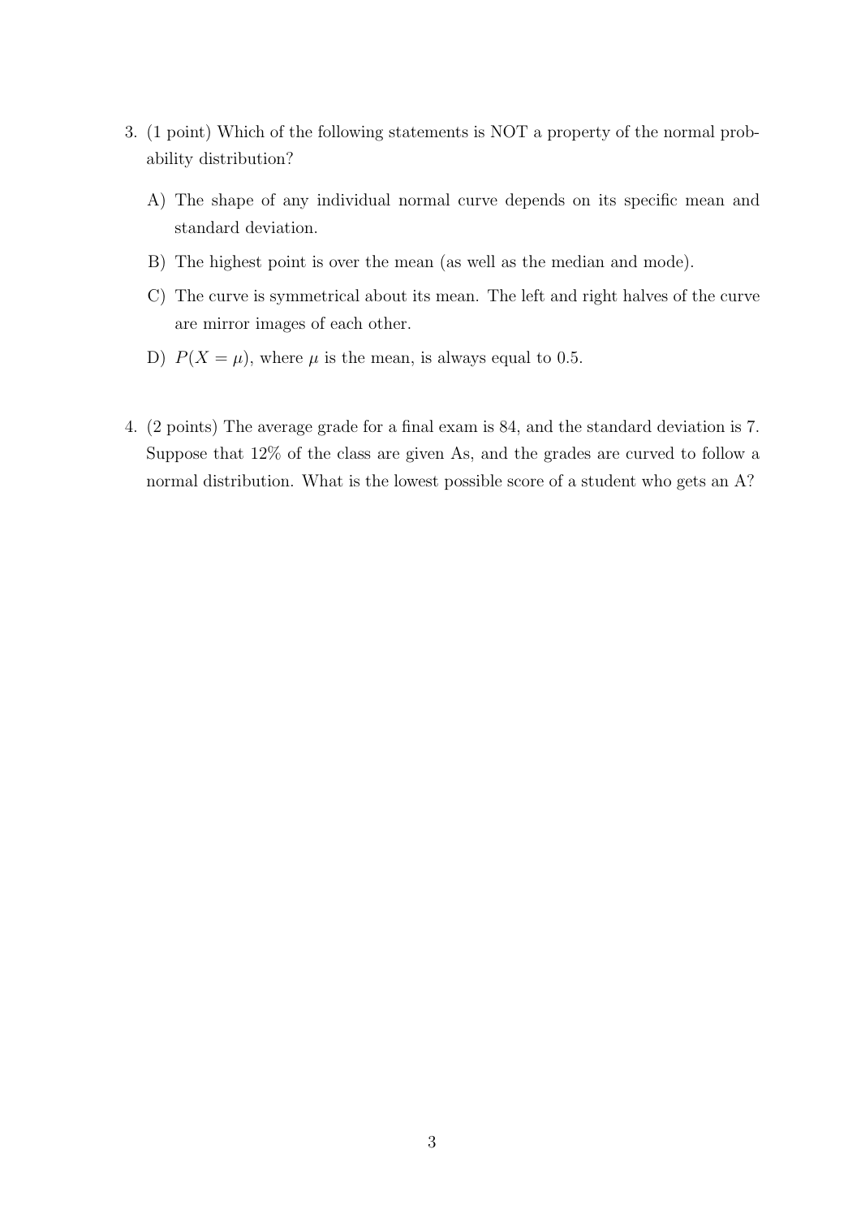3. (1 point) Which of the following statements is NOT a property of the normal probability distribution?

   A) The shape of any individual normal curve depends on its specific mean and standard deviation.

   B) The highest point is over the mean (as well as the median and mode).

   C) The curve is symmetrical about its mean. The left and right halves of the curve are mirror images of each other.

   D) $P(X = \mu)$, where $\mu$ is the mean, is always equal to 0.5.

4. (2 points) The average grade for a final exam is 84, and the standard deviation is 7. Suppose that 12% of the class are given As, and the grades are curved to follow a normal distribution. What is the lowest possible score of a student who gets an A?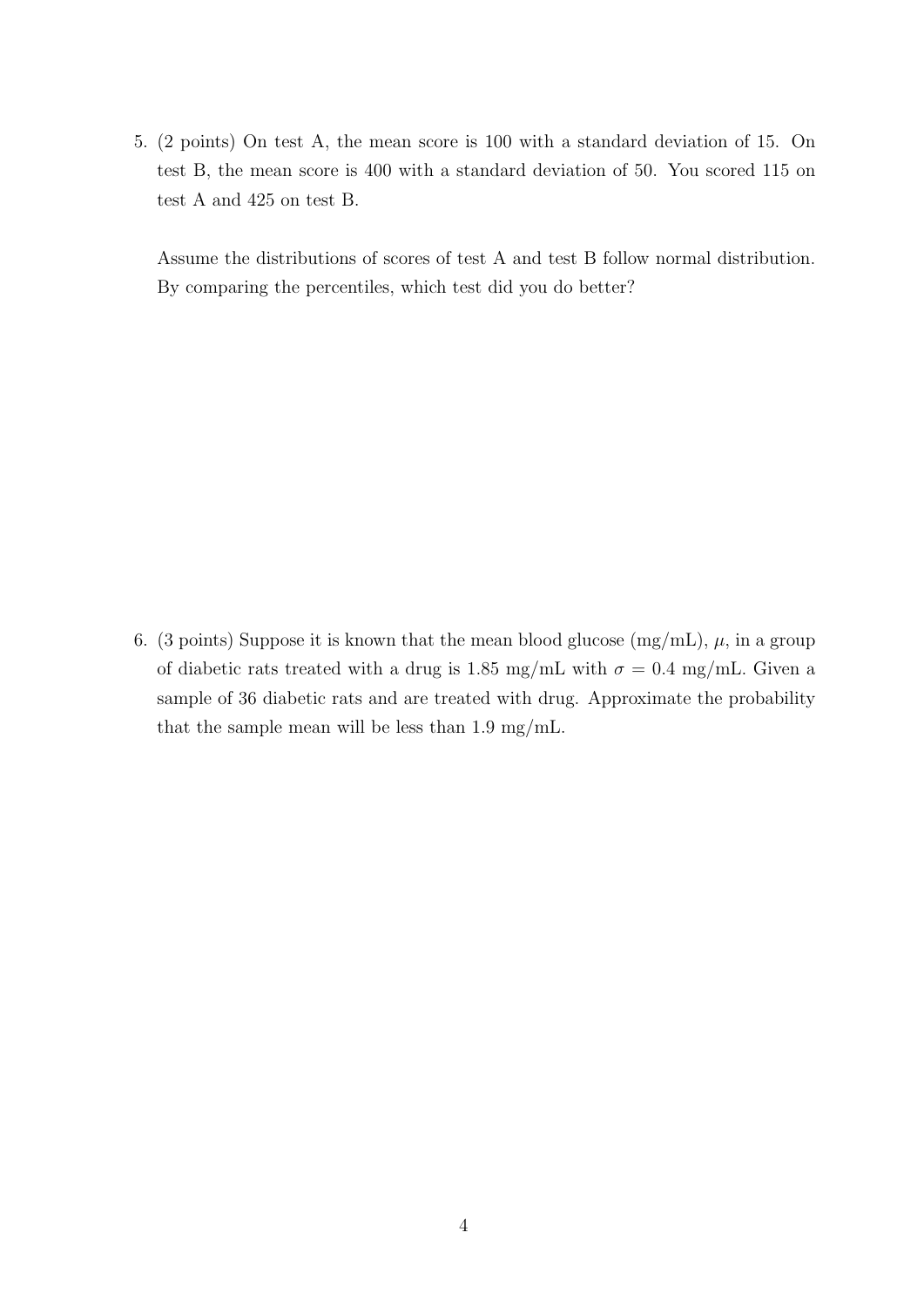5. (2 points) On test A, the mean score is 100 with a standard deviation of 15. On test B, the mean score is 400 with a standard deviation of 50. You scored 115 on test A and 425 on test B.

   Assume the distributions of scores of test A and test B follow normal distribution. By comparing the percentiles, which test did you do better?

6. (3 points) Suppose it is known that the mean blood glucose (mg/mL), $\mu$, in a group of diabetic rats treated with a drug is 1.85 mg/mL with $\sigma = 0.4$ mg/mL. Given a sample of 36 diabetic rats and are treated with drug. Approximate the probability that the sample mean will be less than 1.9 mg/mL.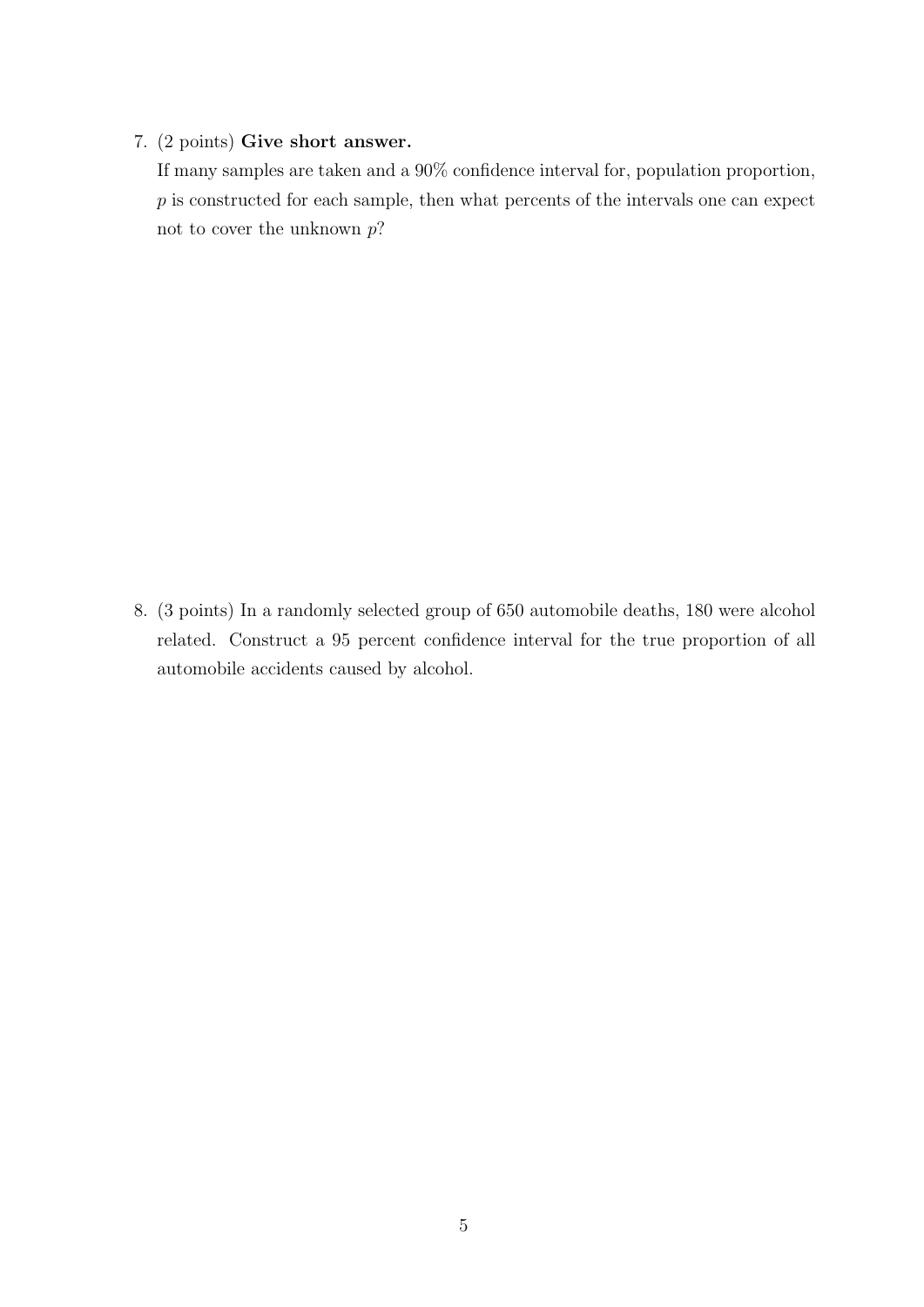7. (2 points) **Give short answer.**

   If many samples are taken and a 90% confidence interval for, population proportion, $p$ is constructed for each sample, then what percents of the intervals one can expect not to cover the unknown $p$?

8. (3 points) In a randomly selected group of 650 automobile deaths, 180 were alcohol related. Construct a 95 percent confidence interval for the true proportion of all automobile accidents caused by alcohol.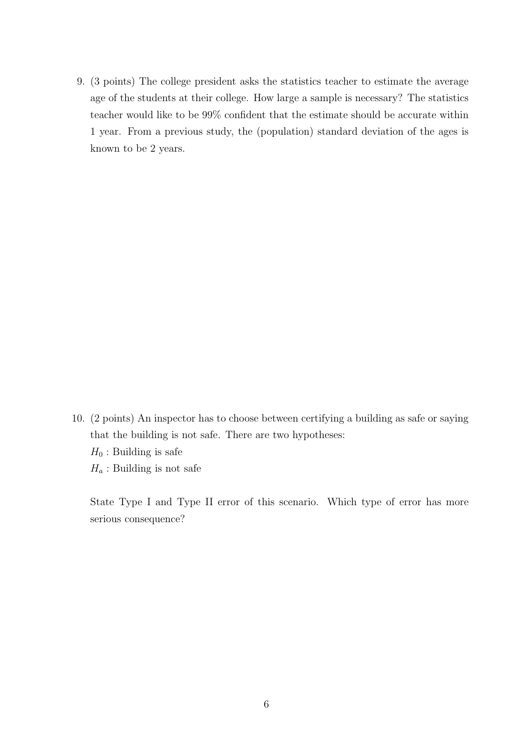9. (3 points) The college president asks the statistics teacher to estimate the average age of the students at their college. How large a sample is necessary? The statistics teacher would like to be 99% confident that the estimate should be accurate within 1 year. From a previous study, the (population) standard deviation of the ages is known to be 2 years.

10. (2 points) An inspector has to choose between certifying a building as safe or saying that the building is not safe. There are two hypotheses:

    $H_0$ : Building is safe

    $H_a$ : Building is not safe

    State Type I and Type II error of this scenario. Which type of error has more serious consequence?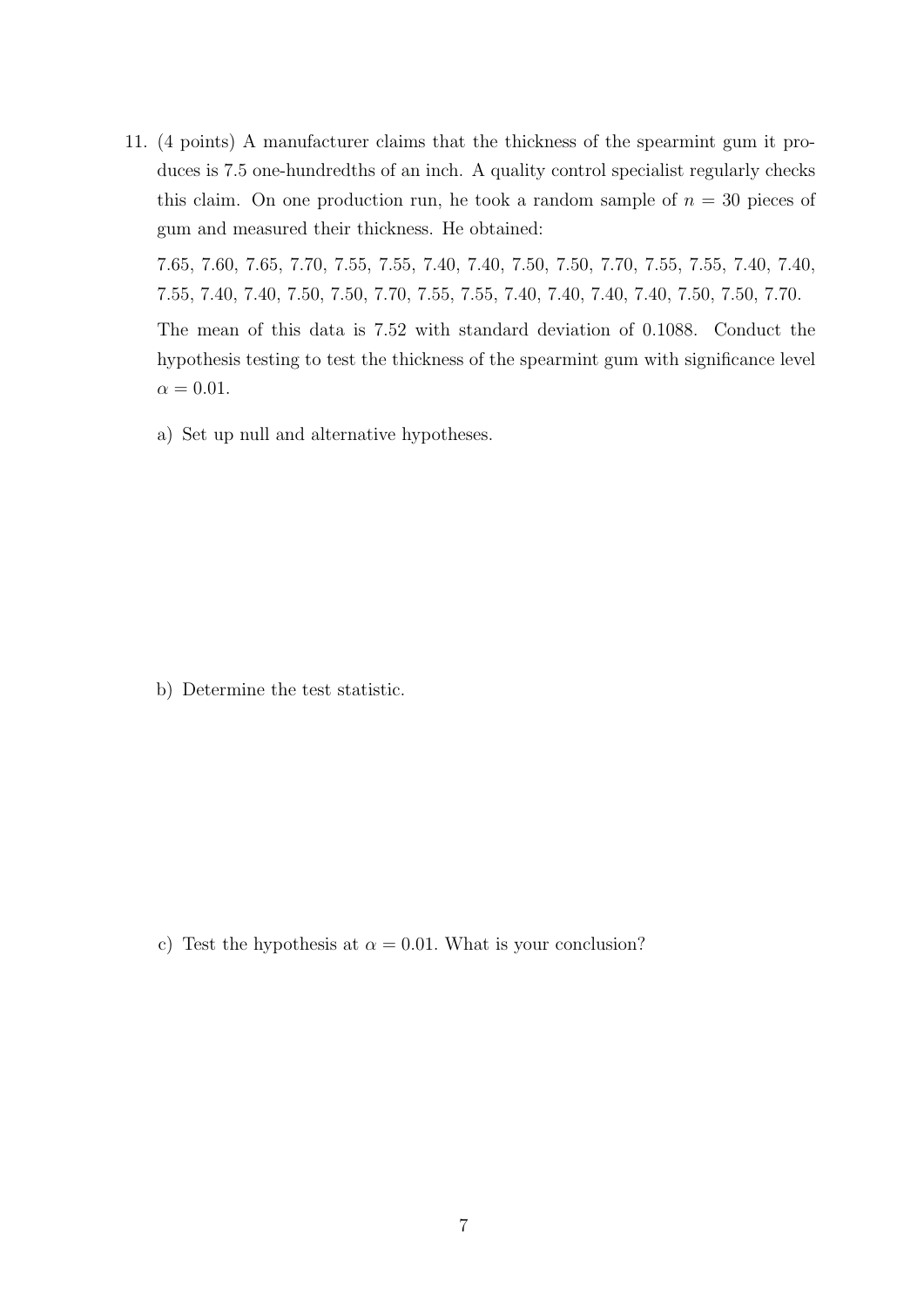11. (4 points) A manufacturer claims that the thickness of the spearmint gum it produces is 7.5 one-hundredths of an inch. A quality control specialist regularly checks this claim. On one production run, he took a random sample of $n = 30$ pieces of gum and measured their thickness. He obtained:

    7.65, 7.60, 7.65, 7.70, 7.55, 7.55, 7.40, 7.40, 7.50, 7.50, 7.70, 7.55, 7.55, 7.40, 7.40, 7.55, 7.40, 7.40, 7.50, 7.50, 7.70, 7.55, 7.55, 7.40, 7.40, 7.40, 7.40, 7.50, 7.50, 7.70.

    The mean of this data is 7.52 with standard deviation of 0.1088. Conduct the hypothesis testing to test the thickness of the spearmint gum with significance level $\alpha = 0.01$.

    a) Set up null and alternative hypotheses.

    b) Determine the test statistic.

    c) Test the hypothesis at $\alpha = 0.01$. What is your conclusion?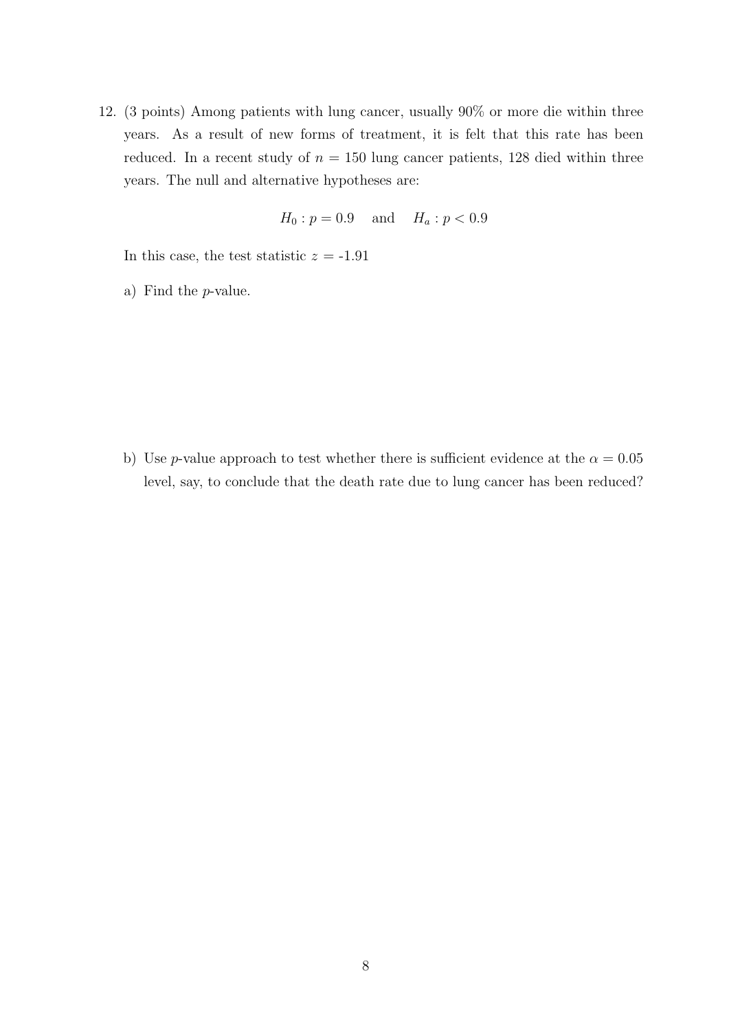12. (3 points) Among patients with lung cancer, usually 90% or more die within three years. As a result of new forms of treatment, it is felt that this rate has been reduced. In a recent study of $n = 150$ lung cancer patients, 128 died within three years. The null and alternative hypotheses are:

$$H_0 : p = 0.9 \quad \text{and} \quad H_a : p < 0.9$$

In this case, the test statistic $z$ = -1.91

a) Find the $p$-value.

b) Use $p$-value approach to test whether there is sufficient evidence at the $\alpha = 0.05$ level, say, to conclude that the death rate due to lung cancer has been reduced?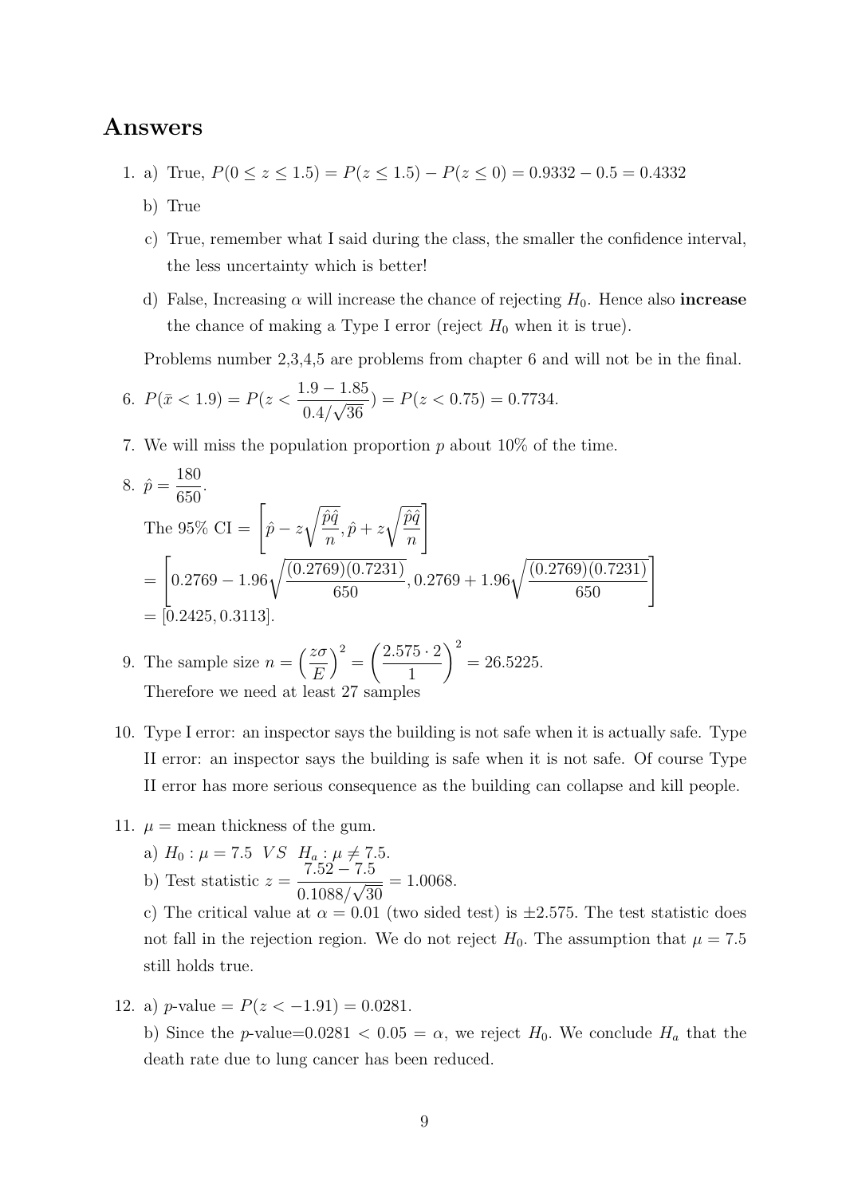# Answers

1. a) True, $P(0 \le z \le 1.5) = P(z \le 1.5) - P(z \le 0) = 0.9332 - 0.5 = 0.4332$

   b) True

   c) True, remember what I said during the class, the smaller the confidence interval, the less uncertainty which is better!

   d) False, Increasing $\alpha$ will increase the chance of rejecting $H_0$. Hence also **increase** the chance of making a Type I error (reject $H_0$ when it is true).

   Problems number 2,3,4,5 are problems from chapter 6 and will not be in the final.

6. $P(\bar{x} < 1.9) = P(z < \dfrac{1.9 - 1.85}{0.4/\sqrt{36}}) = P(z < 0.75) = 0.7734.$

7. We will miss the population proportion $p$ about 10% of the time.

8. $\hat{p} = \dfrac{180}{650}$.

   The 95% CI $= \left[\hat{p} - z\sqrt{\dfrac{\hat{p}\hat{q}}{n}}, \hat{p} + z\sqrt{\dfrac{\hat{p}\hat{q}}{n}}\right]$

   $= \left[0.2769 - 1.96\sqrt{\dfrac{(0.2769)(0.7231)}{650}}, 0.2769 + 1.96\sqrt{\dfrac{(0.2769)(0.7231)}{650}}\right]$

   $= [0.2425, 0.3113]$.

9. The sample size $n = \left(\dfrac{z\sigma}{E}\right)^2 = \left(\dfrac{2.575 \cdot 2}{1}\right)^2 = 26.5225.$

   Therefore we need at least 27 samples

10. Type I error: an inspector says the building is not safe when it is actually safe. Type II error: an inspector says the building is safe when it is not safe. Of course Type II error has more serious consequence as the building can collapse and kill people.

11. $\mu$ = mean thickness of the gum.

    a) $H_0 : \mu = 7.5 \;\; VS \;\; H_a : \mu \neq 7.5$.

    b) Test statistic $z = \dfrac{7.52 - 7.5}{0.1088/\sqrt{30}} = 1.0068.$

    c) The critical value at $\alpha = 0.01$ (two sided test) is $\pm 2.575$. The test statistic does not fall in the rejection region. We do not reject $H_0$. The assumption that $\mu = 7.5$ still holds true.

12. a) $p$-value $= P(z < -1.91) = 0.0281.$

    b) Since the $p$-value$=0.0281 < 0.05 = \alpha$, we reject $H_0$. We conclude $H_a$ that the death rate due to lung cancer has been reduced.